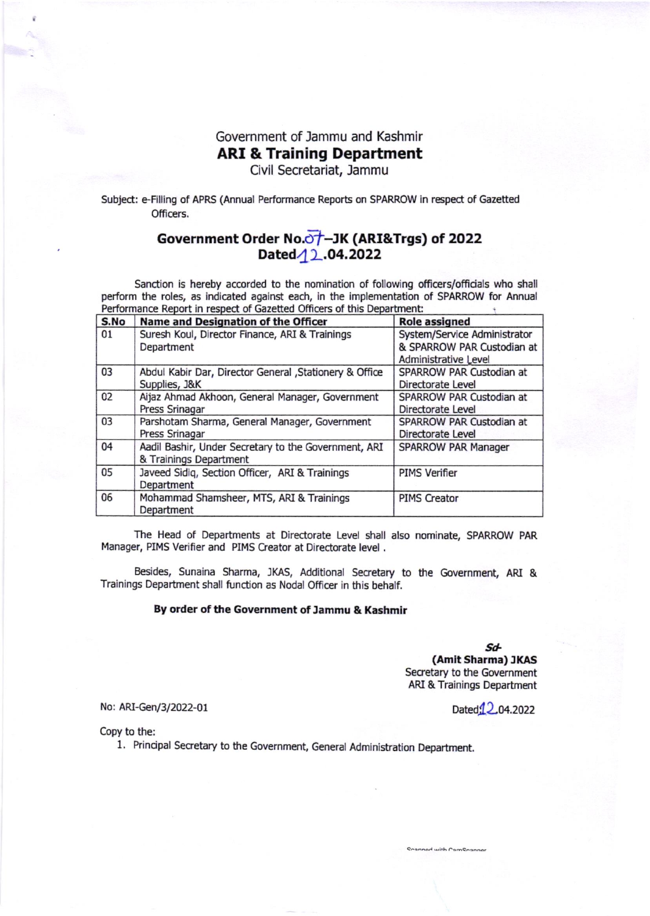Government of Jammu and Kashmir

**ARI & Training Department**

Civil Secretariat, Jammu

Subject: e-Filling of APRS (Annual Performance Reports on SPARROW in respect of Gazetted Officers.

## Government Order No.07–JK (ARI&Trgs) of 2022
## Dated 12.04.2022

Sanction is hereby accorded to the nomination of following officers/officials who shall perform the roles, as indicated against each, in the implementation of SPARROW for Annual Performance Report in respect of Gazetted Officers of this Department:

| S.No | Name and Designation of the Officer | Role assigned |
|---|---|---|
| 01 | Suresh Koul, Director Finance, ARI & Trainings Department | System/Service Administrator & SPARROW PAR Custodian at Administrative Level |
| 03 | Abdul Kabir Dar, Director General ,Stationery & Office Supplies, J&K | SPARROW PAR Custodian at Directorate Level |
| 02 | Aijaz Ahmad Akhoon, General Manager, Government Press Srinagar | SPARROW PAR Custodian at Directorate Level |
| 03 | Parshotam Sharma, General Manager, Government Press Srinagar | SPARROW PAR Custodian at Directorate Level |
| 04 | Aadil Bashir, Under Secretary to the Government, ARI & Trainings Department | SPARROW PAR Manager |
| 05 | Javeed Sidiq, Section Officer, ARI & Trainings Department | PIMS Verifier |
| 06 | Mohammad Shamsheer, MTS, ARI & Trainings Department | PIMS Creator |

The Head of Departments at Directorate Level shall also nominate, SPARROW PAR Manager, PIMS Verifier and PIMS Creator at Directorate level .

Besides, Sunaina Sharma, JKAS, Additional Secretary to the Government, ARI & Trainings Department shall function as Nodal Officer in this behalf.

**By order of the Government of Jammu & Kashmir**

*Sd-*
**(Amit Sharma) JKAS**
Secretary to the Government
ARI & Trainings Department

No: ARI-Gen/3/2022-01

Dated 12.04.2022

Copy to the:

1. Principal Secretary to the Government, General Administration Department.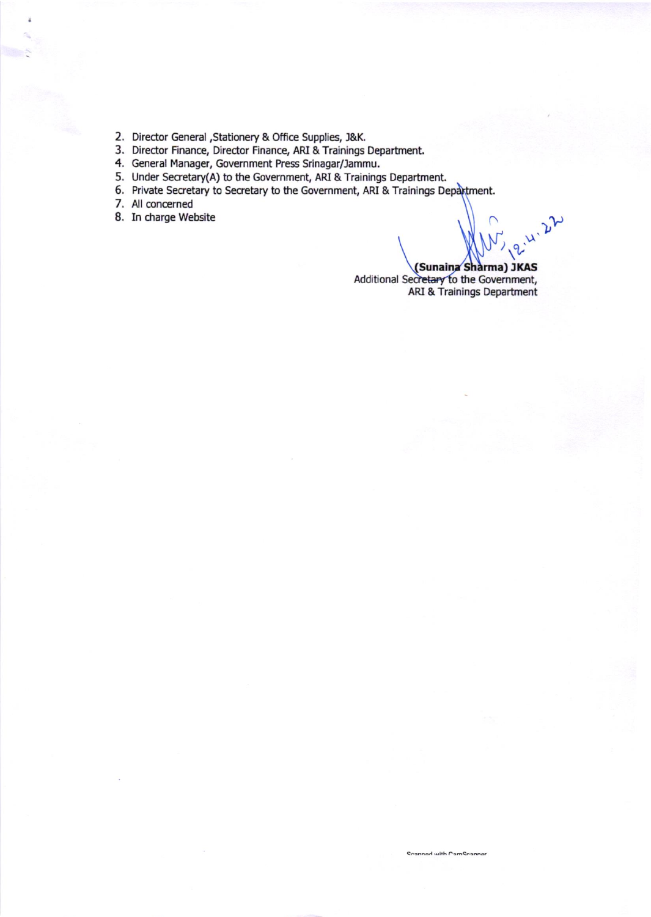2. Director General ,Stationery & Office Supplies, J&K.
3. Director Finance, Director Finance, ARI & Trainings Department.
4. General Manager, Government Press Srinagar/Jammu.
5. Under Secretary(A) to the Government, ARI & Trainings Department.
6. Private Secretary to Secretary to the Government, ARI & Trainings Department.
7. All concerned
8. In charge Website

12.4.22

**(Sunaina Sharma) JKAS**
Additional Secretary to the Government,
ARI & Trainings Department